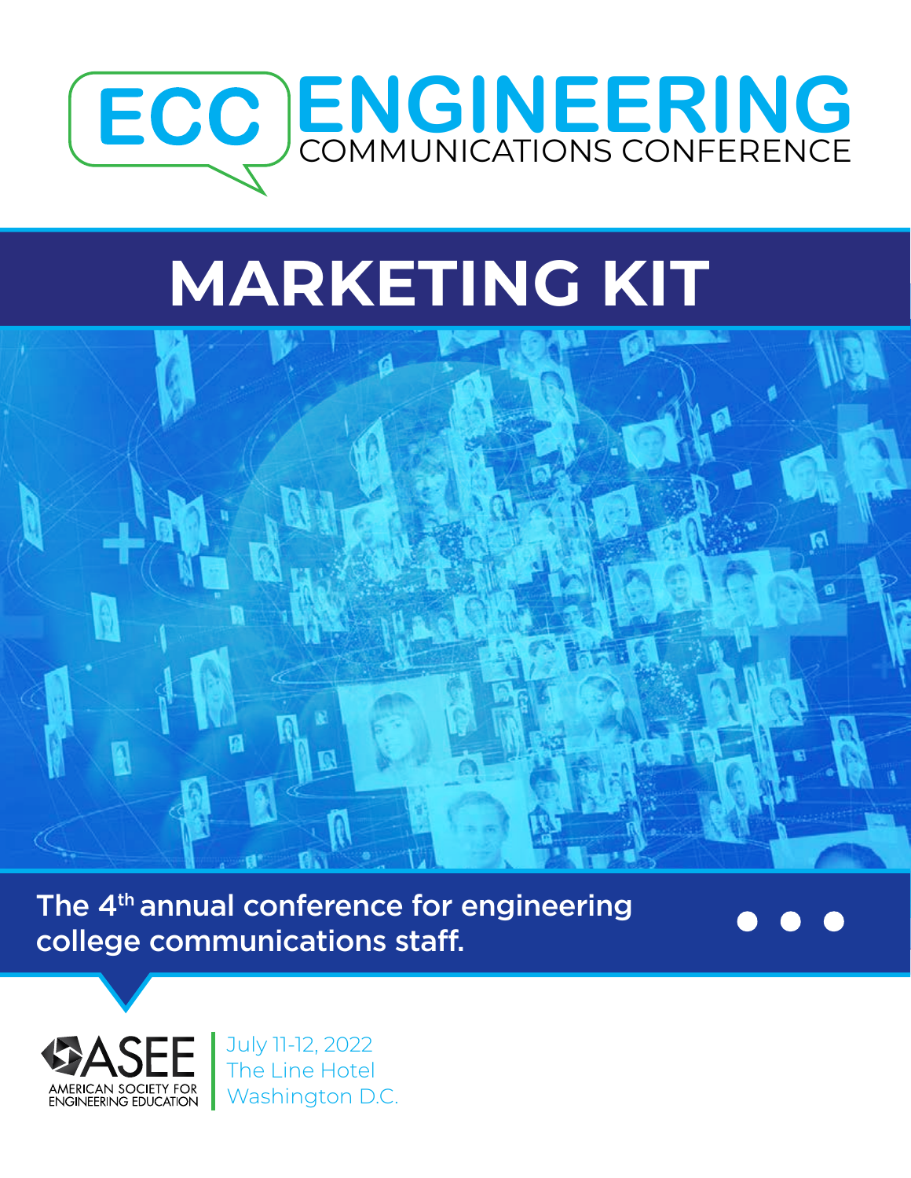# ECC ENGINEERING COMMUNICATIONS CONFERENCE

# MARKETING KIT

The 4th annual conference for engineering college communications staff.

ASEE
AMERICAN SOCIETY FOR ENGINEERING EDUCATION

July 11-12, 2022
The Line Hotel
Washington D.C.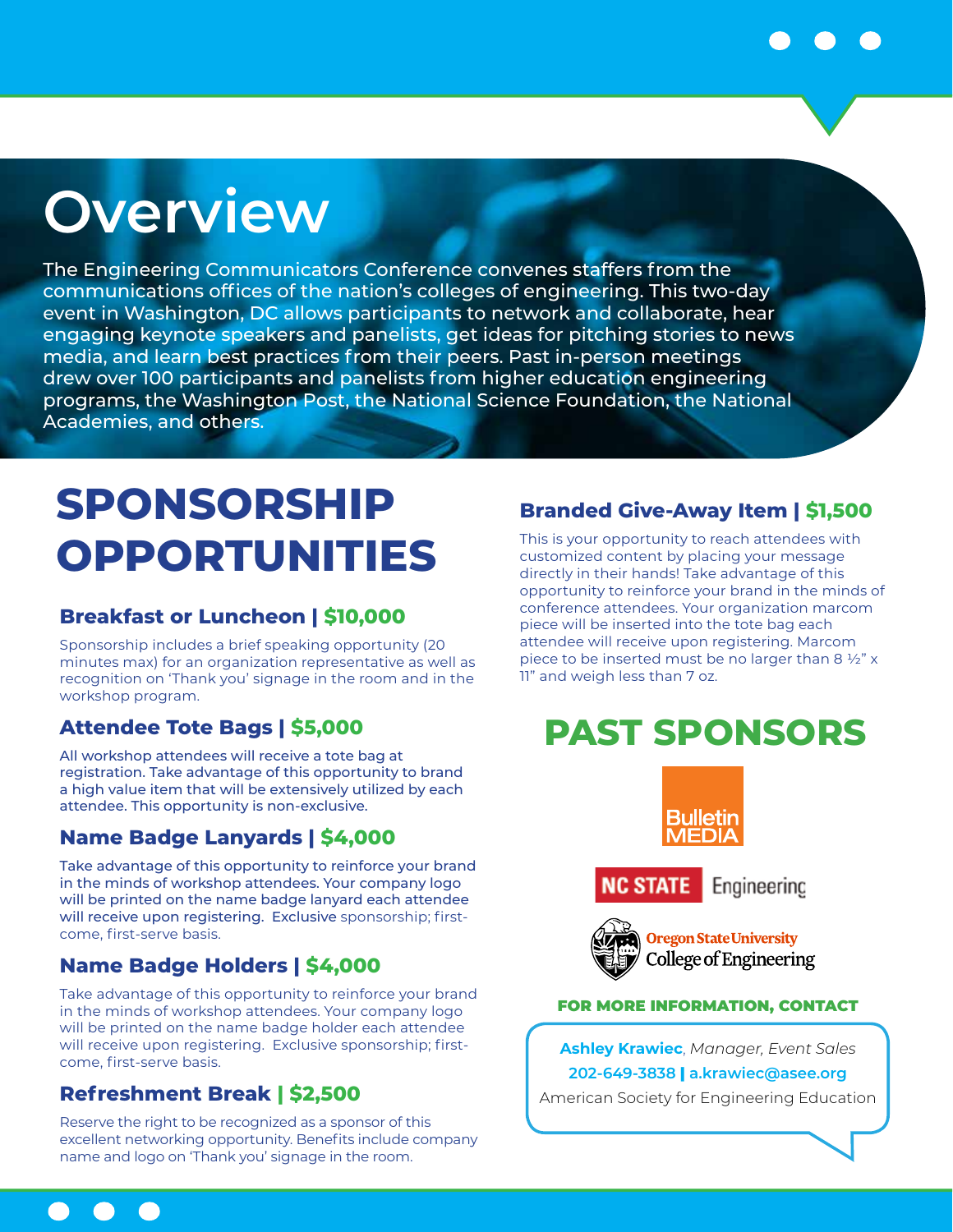# Overview

The Engineering Communicators Conference convenes staffers from the communications offices of the nation's colleges of engineering. This two-day event in Washington, DC allows participants to network and collaborate, hear engaging keynote speakers and panelists, get ideas for pitching stories to news media, and learn best practices from their peers. Past in-person meetings drew over 100 participants and panelists from higher education engineering programs, the Washington Post, the National Science Foundation, the National Academies, and others.

# SPONSORSHIP OPPORTUNITIES

### Breakfast or Luncheon | $10,000

Sponsorship includes a brief speaking opportunity (20 minutes max) for an organization representative as well as recognition on 'Thank you' signage in the room and in the workshop program.

### Attendee Tote Bags | $5,000

All workshop attendees will receive a tote bag at registration. Take advantage of this opportunity to brand a high value item that will be extensively utilized by each attendee. This opportunity is non-exclusive.

### Name Badge Lanyards | $4,000

Take advantage of this opportunity to reinforce your brand in the minds of workshop attendees. Your company logo will be printed on the name badge lanyard each attendee will receive upon registering. Exclusive sponsorship; first-come, first-serve basis.

### Name Badge Holders | $4,000

Take advantage of this opportunity to reinforce your brand in the minds of workshop attendees. Your company logo will be printed on the name badge holder each attendee will receive upon registering. Exclusive sponsorship; first-come, first-serve basis.

### Refreshment Break | $2,500

Reserve the right to be recognized as a sponsor of this excellent networking opportunity. Benefits include company name and logo on 'Thank you' signage in the room.

### Branded Give-Away Item | $1,500

This is your opportunity to reach attendees with customized content by placing your message directly in their hands! Take advantage of this opportunity to reinforce your brand in the minds of conference attendees. Your organization marcom piece will be inserted into the tote bag each attendee will receive upon registering. Marcom piece to be inserted must be no larger than 8 ½" x 11" and weigh less than 7 oz.

## PAST SPONSORS

Bulletin MEDIA

NC STATE Engineering

Oregon State University College of Engineering

**FOR MORE INFORMATION, CONTACT**

**Ashley Krawiec**, *Manager, Event Sales*
**202-649-3838 | a.krawiec@asee.org**
American Society for Engineering Education